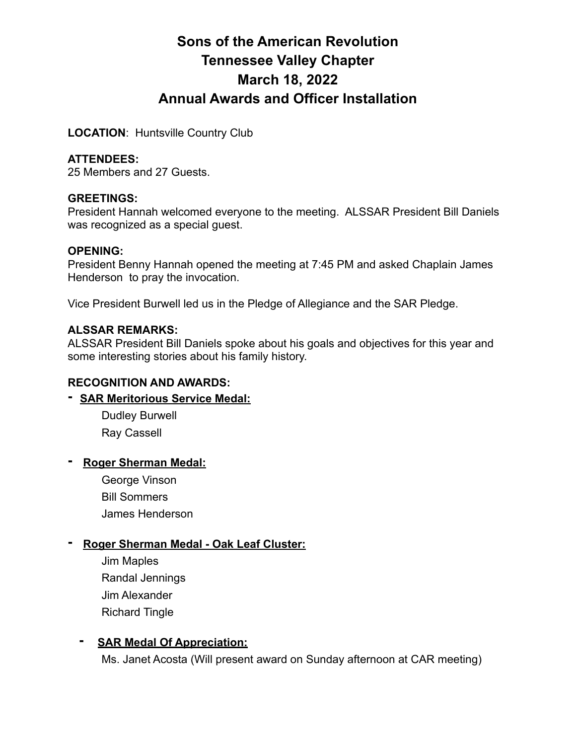# Sons of the American Revolution
# Tennessee Valley Chapter
# March 18, 2022
# Annual Awards and Officer Installation

**LOCATION**: Huntsville Country Club

**ATTENDEES:**
25 Members and 27 Guests.

**GREETINGS:**
President Hannah welcomed everyone to the meeting. ALSSAR President Bill Daniels was recognized as a special guest.

**OPENING:**
President Benny Hannah opened the meeting at 7:45 PM and asked Chaplain James Henderson to pray the invocation.

Vice President Burwell led us in the Pledge of Allegiance and the SAR Pledge.

**ALSSAR REMARKS:**
ALSSAR President Bill Daniels spoke about his goals and objectives for this year and some interesting stories about his family history.

**RECOGNITION AND AWARDS:**

- **SAR Meritorious Service Medal:**
  - Dudley Burwell
  - Ray Cassell
- **Roger Sherman Medal:**
  - George Vinson
  - Bill Sommers
  - James Henderson
- **Roger Sherman Medal - Oak Leaf Cluster:**
  - Jim Maples
  - Randal Jennings
  - Jim Alexander
  - Richard Tingle
- **SAR Medal Of Appreciation:**
  - Ms. Janet Acosta (Will present award on Sunday afternoon at CAR meeting)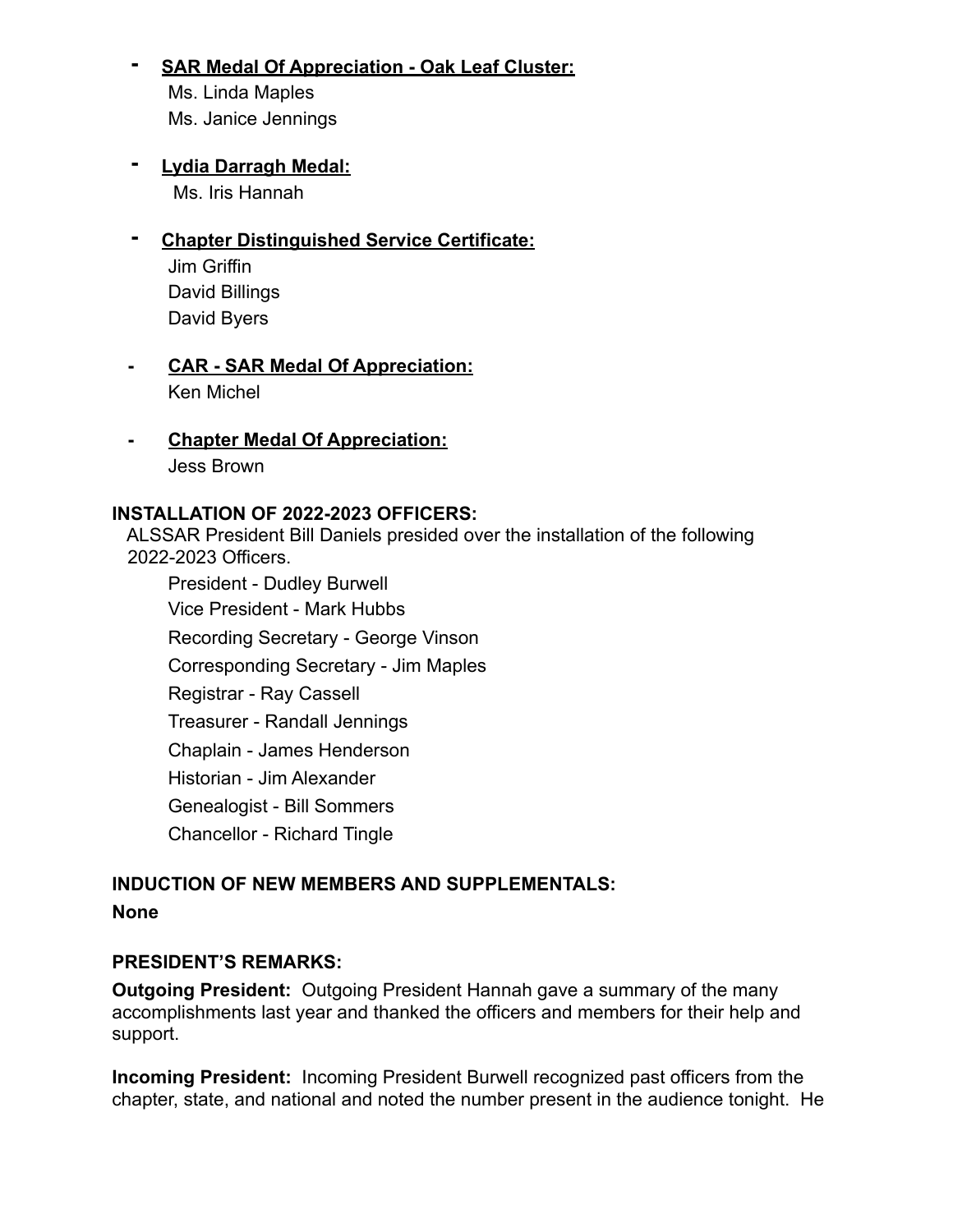- **<u>SAR Medal Of Appreciation - Oak Leaf Cluster:</u>**
  Ms. Linda Maples
  Ms. Janice Jennings

- **<u>Lydia Darragh Medal:</u>**
  Ms. Iris Hannah

- **<u>Chapter Distinguished Service Certificate:</u>**
  Jim Griffin
  David Billings
  David Byers

- **<u>CAR - SAR Medal Of Appreciation:</u>**
  Ken Michel

- **<u>Chapter Medal Of Appreciation:</u>**
  Jess Brown

**INSTALLATION OF 2022-2023 OFFICERS:**

ALSSAR President Bill Daniels presided over the installation of the following 2022-2023 Officers.

President - Dudley Burwell
Vice President - Mark Hubbs
Recording Secretary - George Vinson
Corresponding Secretary - Jim Maples
Registrar - Ray Cassell
Treasurer - Randall Jennings
Chaplain - James Henderson
Historian - Jim Alexander
Genealogist - Bill Sommers
Chancellor - Richard Tingle

**INDUCTION OF NEW MEMBERS AND SUPPLEMENTALS:**

**None**

**PRESIDENT'S REMARKS:**

**Outgoing President:** Outgoing President Hannah gave a summary of the many accomplishments last year and thanked the officers and members for their help and support.

**Incoming President:** Incoming President Burwell recognized past officers from the chapter, state, and national and noted the number present in the audience tonight. He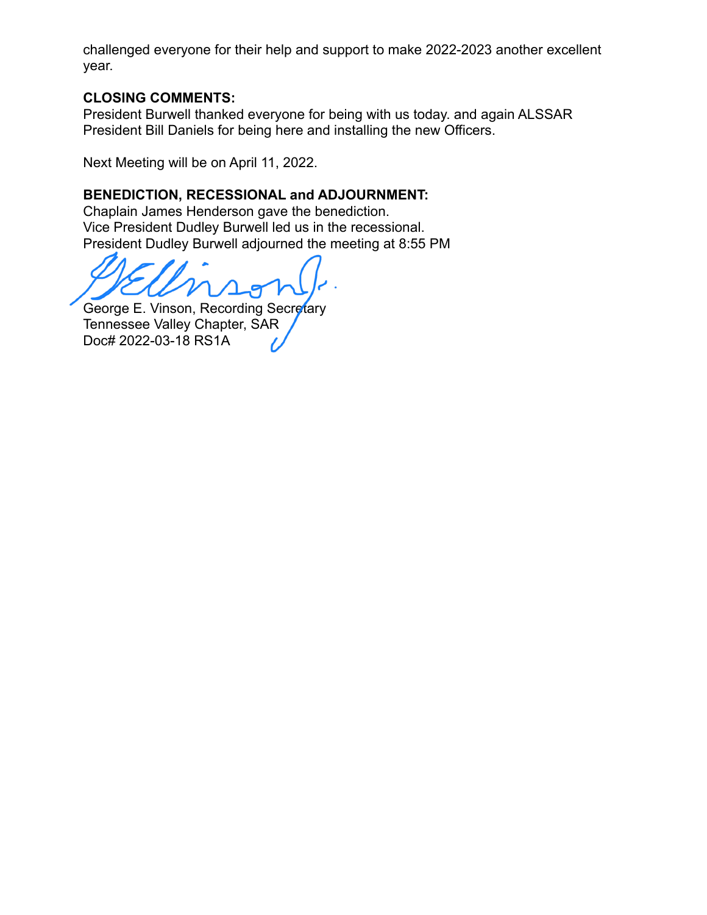challenged everyone for their help and support to make 2022-2023 another excellent year.

**CLOSING COMMENTS:**
President Burwell thanked everyone for being with us today. and again ALSSAR President Bill Daniels for being here and installing the new Officers.

Next Meeting will be on April 11, 2022.

**BENEDICTION, RECESSIONAL and ADJOURNMENT:**
Chaplain James Henderson gave the benediction.
Vice President Dudley Burwell led us in the recessional.
President Dudley Burwell adjourned the meeting at 8:55 PM

George E. Vinson, Recording Secretary
Tennessee Valley Chapter, SAR
Doc# 2022-03-18 RS1A